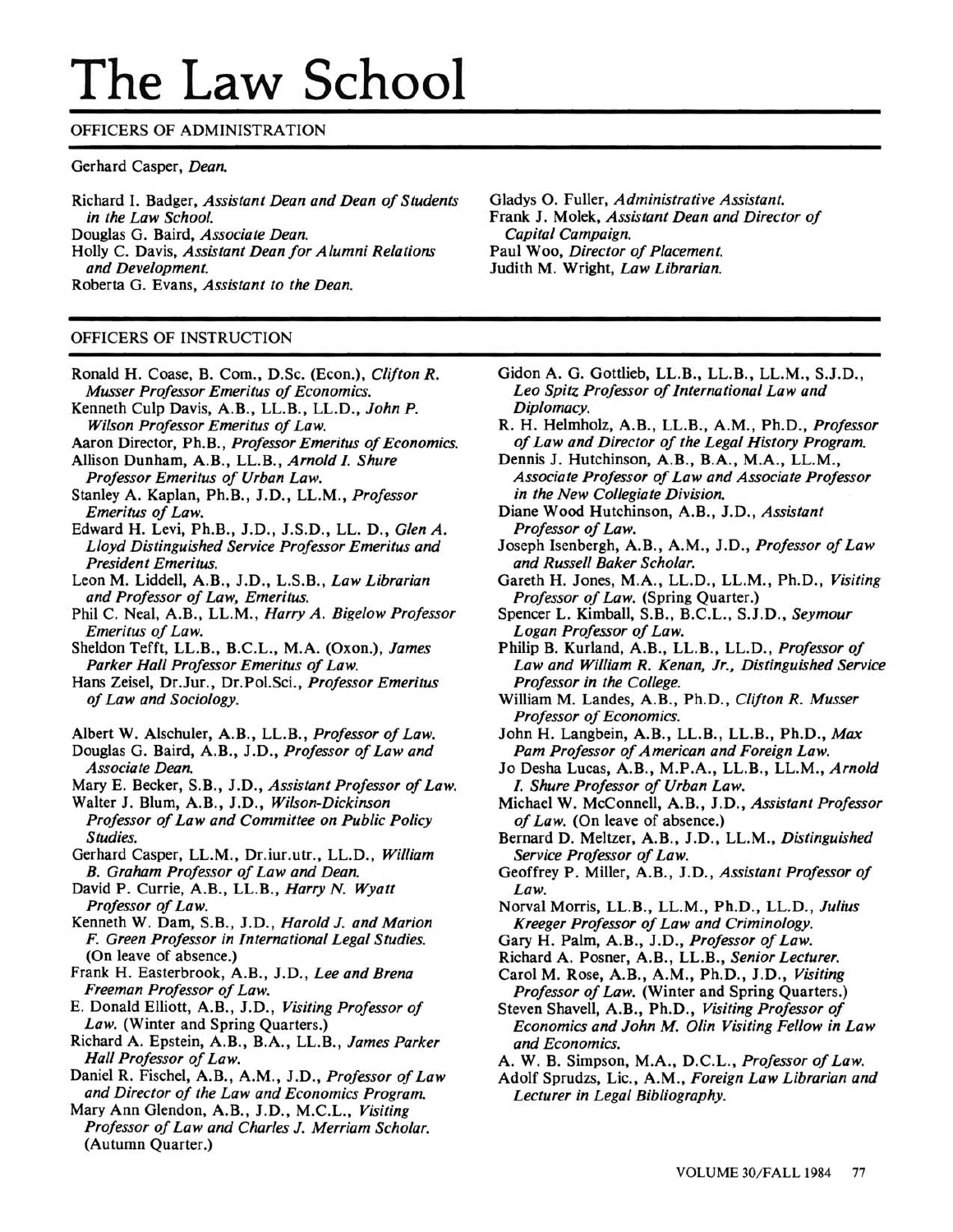# The Law School

## OFFICERS OF ADMINISTRATION

Gerhard Casper, *Dean.*

Richard I. Badger, *Assistant Dean and Dean of Students in the Law School.*
Douglas G. Baird, *Associate Dean.*
Holly C. Davis, *Assistant Dean for Alumni Relations and Development.*
Roberta G. Evans, *Assistant to the Dean.*
Gladys O. Fuller, *Administrative Assistant.*
Frank J. Molek, *Assistant Dean and Director of Capital Campaign.*
Paul Woo, *Director of Placement.*
Judith M. Wright, *Law Librarian.*

## OFFICERS OF INSTRUCTION

Ronald H. Coase, B. Com., D.Sc. (Econ.), *Clifton R. Musser Professor Emeritus of Economics.*
Kenneth Culp Davis, A.B., LL.B., LL.D., *John P. Wilson Professor Emeritus of Law.*
Aaron Director, Ph.B., *Professor Emeritus of Economics.*
Allison Dunham, A.B., LL.B., *Arnold I. Shure Professor Emeritus of Urban Law.*
Stanley A. Kaplan, Ph.B., J.D., LL.M., *Professor Emeritus of Law.*
Edward H. Levi, Ph.B., J.D., J.S.D., LL. D., *Glen A. Lloyd Distinguished Service Professor Emeritus and President Emeritus.*
Leon M. Liddell, A.B., J.D., L.S.B., *Law Librarian and Professor of Law, Emeritus.*
Phil C. Neal, A.B., LL.M., *Harry A. Bigelow Professor Emeritus of Law.*
Sheldon Tefft, LL.B., B.C.L., M.A. (Oxon.), *James Parker Hall Professor Emeritus of Law.*
Hans Zeisel, Dr.Jur., Dr.Pol.Sci., *Professor Emeritus of Law and Sociology.*

Albert W. Alschuler, A.B., LL.B., *Professor of Law.*
Douglas G. Baird, A.B., J.D., *Professor of Law and Associate Dean.*
Mary E. Becker, S.B., J.D., *Assistant Professor of Law.*
Walter J. Blum, A.B., J.D., *Wilson-Dickinson Professor of Law and Committee on Public Policy Studies.*
Gerhard Casper, LL.M., Dr.iur.utr., LL.D., *William B. Graham Professor of Law and Dean.*
David P. Currie, A.B., LL.B., *Harry N. Wyatt Professor of Law.*
Kenneth W. Dam, S.B., J.D., *Harold J. and Marion F. Green Professor in International Legal Studies.* (On leave of absence.)
Frank H. Easterbrook, A.B., J.D., *Lee and Brena Freeman Professor of Law.*
E. Donald Elliott, A.B., J.D., *Visiting Professor of Law.* (Winter and Spring Quarters.)
Richard A. Epstein, A.B., B.A., LL.B., *James Parker Hall Professor of Law.*
Daniel R. Fischel, A.B., A.M., J.D., *Professor of Law and Director of the Law and Economics Program.*
Mary Ann Glendon, A.B., J.D., M.C.L., *Visiting Professor of Law and Charles J. Merriam Scholar.* (Autumn Quarter.)
Gidon A. G. Gottlieb, LL.B., LL.B., LL.M., S.J.D., *Leo Spitz Professor of International Law and Diplomacy.*
R. H. Helmholz, A.B., LL.B., A.M., Ph.D., *Professor of Law and Director of the Legal History Program.*
Dennis J. Hutchinson, A.B., B.A., M.A., LL.M., *Associate Professor of Law and Associate Professor in the New Collegiate Division.*
Diane Wood Hutchinson, A.B., J.D., *Assistant Professor of Law.*
Joseph Isenbergh, A.B., A.M., J.D., *Professor of Law and Russell Baker Scholar.*
Gareth H. Jones, M.A., LL.D., LL.M., Ph.D., *Visiting Professor of Law.* (Spring Quarter.)
Spencer L. Kimball, S.B., B.C.L., S.J.D., *Seymour Logan Professor of Law.*
Philip B. Kurland, A.B., LL.B., LL.D., *Professor of Law and William R. Kenan, Jr., Distinguished Service Professor in the College.*
William M. Landes, A.B., Ph.D., *Clifton R. Musser Professor of Economics.*
John H. Langbein, A.B., LL.B., LL.B., Ph.D., *Max Pam Professor of American and Foreign Law.*
Jo Desha Lucas, A.B., M.P.A., LL.B., LL.M., *Arnold I. Shure Professor of Urban Law.*
Michael W. McConnell, A.B., J.D., *Assistant Professor of Law.* (On leave of absence.)
Bernard D. Meltzer, A.B., J.D., LL.M., *Distinguished Service Professor of Law.*
Geoffrey P. Miller, A.B., J.D., *Assistant Professor of Law.*
Norval Morris, LL.B., LL.M., Ph.D., LL.D., *Julius Kreeger Professor of Law and Criminology.*
Gary H. Palm, A.B., J.D., *Professor of Law.*
Richard A. Posner, A.B., LL.B., *Senior Lecturer.*
Carol M. Rose, A.B., A.M., Ph.D., J.D., *Visiting Professor of Law.* (Winter and Spring Quarters.)
Steven Shavell, A.B., Ph.D., *Visiting Professor of Economics and John M. Olin Visiting Fellow in Law and Economics.*
A. W. B. Simpson, M.A., D.C.L., *Professor of Law.*
Adolf Sprudzs, Lic., A.M., *Foreign Law Librarian and Lecturer in Legal Bibliography.*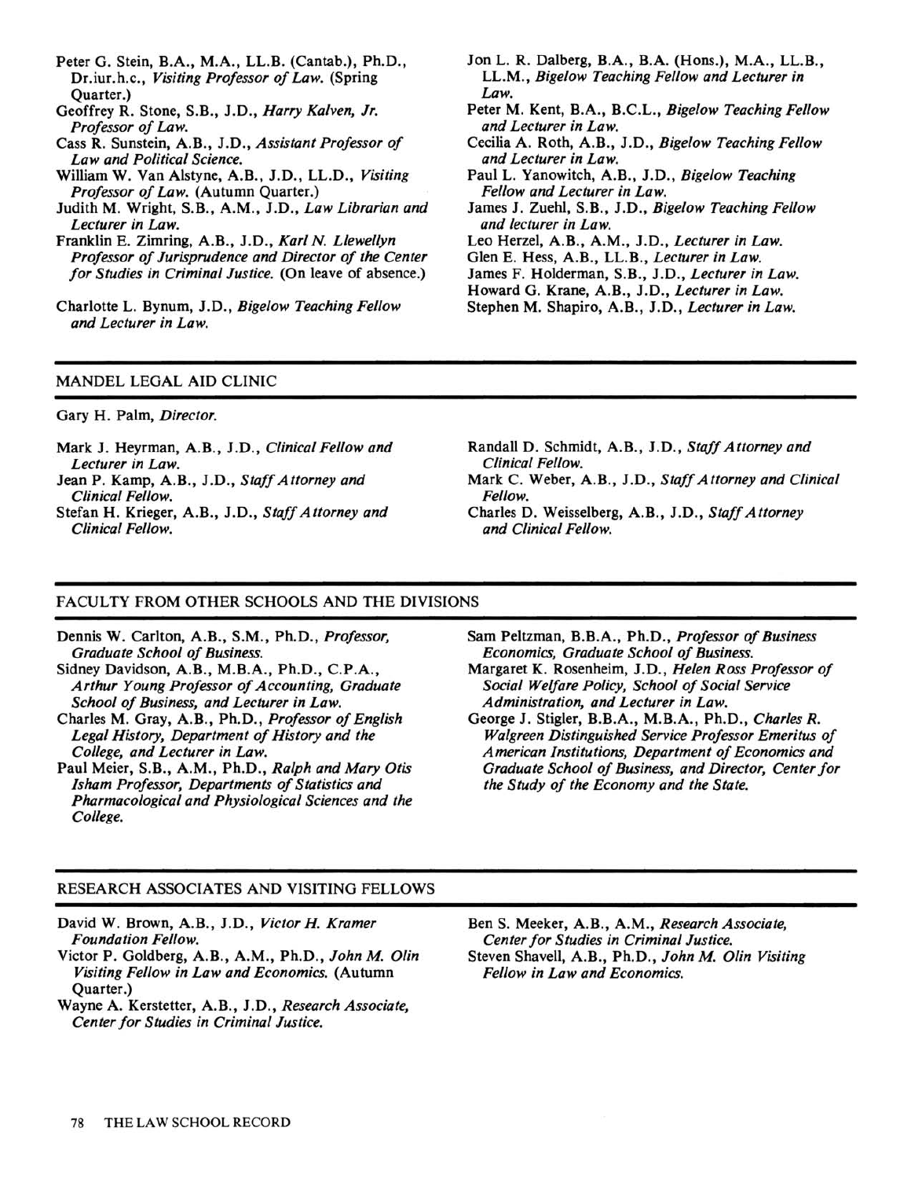Peter G. Stein, B.A., M.A., LL.B. (Cantab.), Ph.D., Dr.iur.h.c., *Visiting Professor of Law.* (Spring Quarter.)

Geoffrey R. Stone, S.B., J.D., *Harry Kalven, Jr. Professor of Law.*

Cass R. Sunstein, A.B., J.D., *Assistant Professor of Law and Political Science.*

William W. Van Alstyne, A.B., J.D., LL.D., *Visiting Professor of Law.* (Autumn Quarter.)

Judith M. Wright, S.B., A.M., J.D., *Law Librarian and Lecturer in Law.*

Franklin E. Zimring, A.B., J.D., *Karl N. Llewellyn Professor of Jurisprudence and Director of the Center for Studies in Criminal Justice.* (On leave of absence.)

Charlotte L. Bynum, J.D., *Bigelow Teaching Fellow and Lecturer in Law.*

Jon L. R. Dalberg, B.A., B.A. (Hons.), M.A., LL.B., LL.M., *Bigelow Teaching Fellow and Lecturer in Law.*

Peter M. Kent, B.A., B.C.L., *Bigelow Teaching Fellow and Lecturer in Law.*

Cecilia A. Roth, A.B., J.D., *Bigelow Teaching Fellow and Lecturer in Law.*

Paul L. Yanowitch, A.B., J.D., *Bigelow Teaching Fellow and Lecturer in Law.*

James J. Zuehl, S.B., J.D., *Bigelow Teaching Fellow and lecturer in Law.*

Leo Herzel, A.B., A.M., J.D., *Lecturer in Law.*

Glen E. Hess, A.B., LL.B., *Lecturer in Law.*

James F. Holderman, S.B., J.D., *Lecturer in Law.*

Howard G. Krane, A.B., J.D., *Lecturer in Law.*

Stephen M. Shapiro, A.B., J.D., *Lecturer in Law.*

## MANDEL LEGAL AID CLINIC

Gary H. Palm, *Director.*

Mark J. Heyrman, A.B., J.D., *Clinical Fellow and Lecturer in Law.*

Jean P. Kamp, A.B., J.D., *Staff Attorney and Clinical Fellow.*

Stefan H. Krieger, A.B., J.D., *Staff Attorney and Clinical Fellow.*

Randall D. Schmidt, A.B., J.D., *Staff Attorney and Clinical Fellow.*

Mark C. Weber, A.B., J.D., *Staff Attorney and Clinical Fellow.*

Charles D. Weisselberg, A.B., J.D., *Staff Attorney and Clinical Fellow.*

## FACULTY FROM OTHER SCHOOLS AND THE DIVISIONS

Dennis W. Carlton, A.B., S.M., Ph.D., *Professor, Graduate School of Business.*

Sidney Davidson, A.B., M.B.A., Ph.D., C.P.A., *Arthur Young Professor of Accounting, Graduate School of Business, and Lecturer in Law.*

Charles M. Gray, A.B., Ph.D., *Professor of English Legal History, Department of History and the College, and Lecturer in Law.*

Paul Meier, S.B., A.M., Ph.D., *Ralph and Mary Otis Isham Professor, Departments of Statistics and Pharmacological and Physiological Sciences and the College.*

Sam Peltzman, B.B.A., Ph.D., *Professor of Business Economics, Graduate School of Business.*

Margaret K. Rosenheim, J.D., *Helen Ross Professor of Social Welfare Policy, School of Social Service Administration, and Lecturer in Law.*

George J. Stigler, B.B.A., M.B.A., Ph.D., *Charles R. Walgreen Distinguished Service Professor Emeritus of American Institutions, Department of Economics and Graduate School of Business, and Director, Center for the Study of the Economy and the State.*

## RESEARCH ASSOCIATES AND VISITING FELLOWS

David W. Brown, A.B., J.D., *Victor H. Kramer Foundation Fellow.*

Victor P. Goldberg, A.B., A.M., Ph.D., *John M. Olin Visiting Fellow in Law and Economics.* (Autumn Quarter.)

Wayne A. Kerstetter, A.B., J.D., *Research Associate, Center for Studies in Criminal Justice.*

Ben S. Meeker, A.B., A.M., *Research Associate, Center for Studies in Criminal Justice.*

Steven Shavell, A.B., Ph.D., *John M. Olin Visiting Fellow in Law and Economics.*